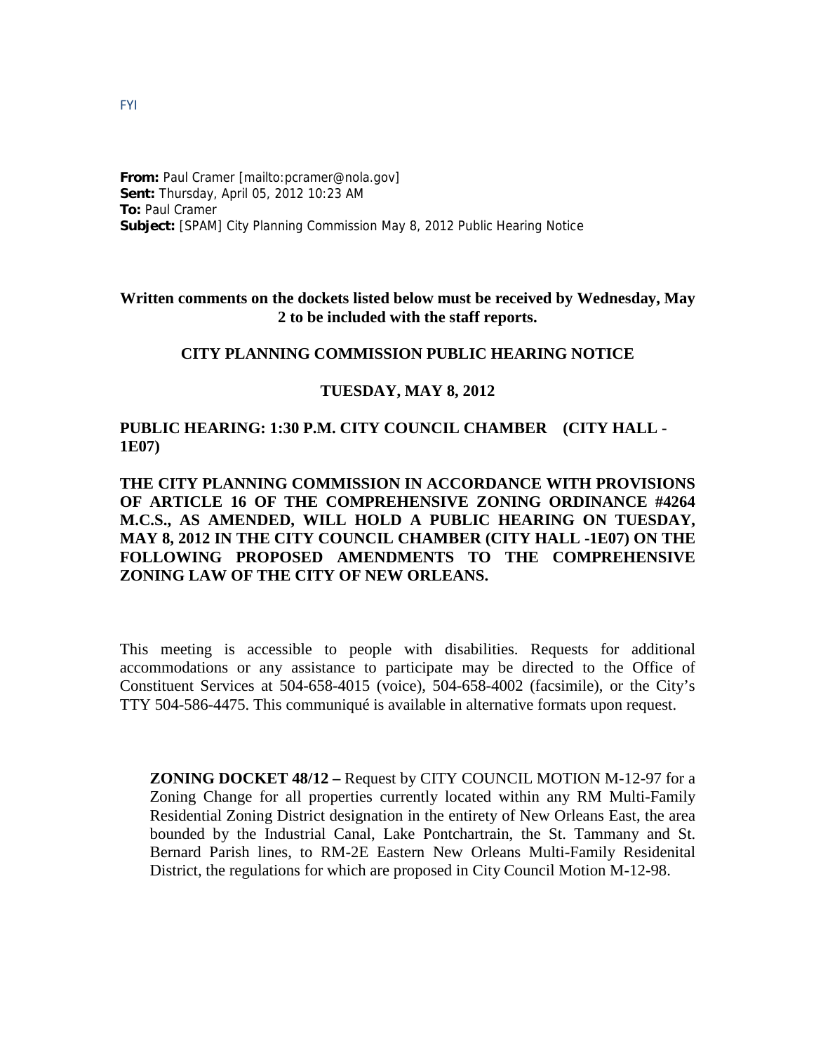FYI

**From:** Paul Cramer [mailto:pcramer@nola.gov]
**Sent:** Thursday, April 05, 2012 10:23 AM
**To:** Paul Cramer
**Subject:** [SPAM] City Planning Commission May 8, 2012 Public Hearing Notice

**Written comments on the dockets listed below must be received by Wednesday, May 2 to be included with the staff reports.**

**CITY PLANNING COMMISSION PUBLIC HEARING NOTICE**

**TUESDAY, MAY 8, 2012**

**PUBLIC HEARING: 1:30 P.M. CITY COUNCIL CHAMBER (CITY HALL - 1E07)**

**THE CITY PLANNING COMMISSION IN ACCORDANCE WITH PROVISIONS OF ARTICLE 16 OF THE COMPREHENSIVE ZONING ORDINANCE #4264 M.C.S., AS AMENDED, WILL HOLD A PUBLIC HEARING ON TUESDAY, MAY 8, 2012 IN THE CITY COUNCIL CHAMBER (CITY HALL -1E07) ON THE FOLLOWING PROPOSED AMENDMENTS TO THE COMPREHENSIVE ZONING LAW OF THE CITY OF NEW ORLEANS.**

This meeting is accessible to people with disabilities. Requests for additional accommodations or any assistance to participate may be directed to the Office of Constituent Services at 504-658-4015 (voice), 504-658-4002 (facsimile), or the City's TTY 504-586-4475. This communiqué is available in alternative formats upon request.

**ZONING DOCKET 48/12 –** Request by CITY COUNCIL MOTION M-12-97 for a Zoning Change for all properties currently located within any RM Multi-Family Residential Zoning District designation in the entirety of New Orleans East, the area bounded by the Industrial Canal, Lake Pontchartrain, the St. Tammany and St. Bernard Parish lines, to RM-2E Eastern New Orleans Multi-Family Residenital District, the regulations for which are proposed in City Council Motion M-12-98.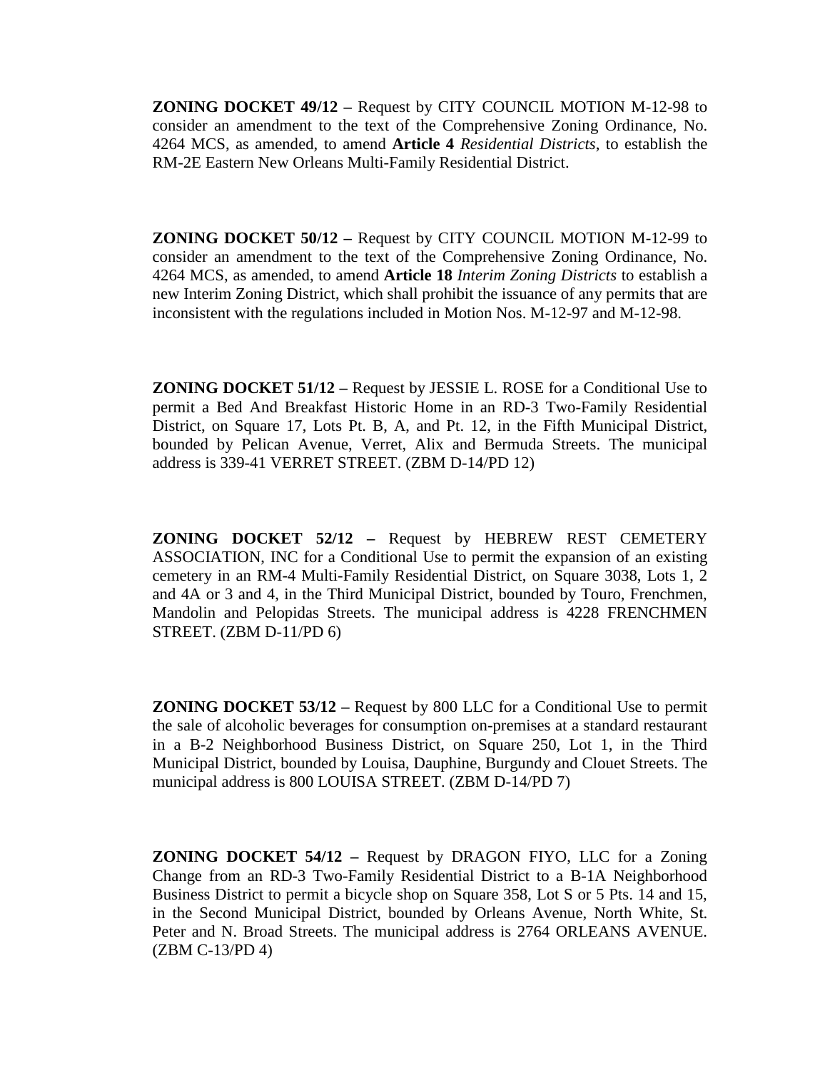**ZONING DOCKET 49/12 –** Request by CITY COUNCIL MOTION M-12-98 to consider an amendment to the text of the Comprehensive Zoning Ordinance, No. 4264 MCS, as amended, to amend **Article 4** *Residential Districts*, to establish the RM-2E Eastern New Orleans Multi-Family Residential District.

**ZONING DOCKET 50/12 –** Request by CITY COUNCIL MOTION M-12-99 to consider an amendment to the text of the Comprehensive Zoning Ordinance, No. 4264 MCS, as amended, to amend **Article 18** *Interim Zoning Districts* to establish a new Interim Zoning District, which shall prohibit the issuance of any permits that are inconsistent with the regulations included in Motion Nos. M-12-97 and M-12-98.

**ZONING DOCKET 51/12 –** Request by JESSIE L. ROSE for a Conditional Use to permit a Bed And Breakfast Historic Home in an RD-3 Two-Family Residential District, on Square 17, Lots Pt. B, A, and Pt. 12, in the Fifth Municipal District, bounded by Pelican Avenue, Verret, Alix and Bermuda Streets. The municipal address is 339-41 VERRET STREET. (ZBM D-14/PD 12)

**ZONING DOCKET 52/12 –** Request by HEBREW REST CEMETERY ASSOCIATION, INC for a Conditional Use to permit the expansion of an existing cemetery in an RM-4 Multi-Family Residential District, on Square 3038, Lots 1, 2 and 4A or 3 and 4, in the Third Municipal District, bounded by Touro, Frenchmen, Mandolin and Pelopidas Streets. The municipal address is 4228 FRENCHMEN STREET. (ZBM D-11/PD 6)

**ZONING DOCKET 53/12 –** Request by 800 LLC for a Conditional Use to permit the sale of alcoholic beverages for consumption on-premises at a standard restaurant in a B-2 Neighborhood Business District, on Square 250, Lot 1, in the Third Municipal District, bounded by Louisa, Dauphine, Burgundy and Clouet Streets. The municipal address is 800 LOUISA STREET. (ZBM D-14/PD 7)

**ZONING DOCKET 54/12 –** Request by DRAGON FIYO, LLC for a Zoning Change from an RD-3 Two-Family Residential District to a B-1A Neighborhood Business District to permit a bicycle shop on Square 358, Lot S or 5 Pts. 14 and 15, in the Second Municipal District, bounded by Orleans Avenue, North White, St. Peter and N. Broad Streets. The municipal address is 2764 ORLEANS AVENUE. (ZBM C-13/PD 4)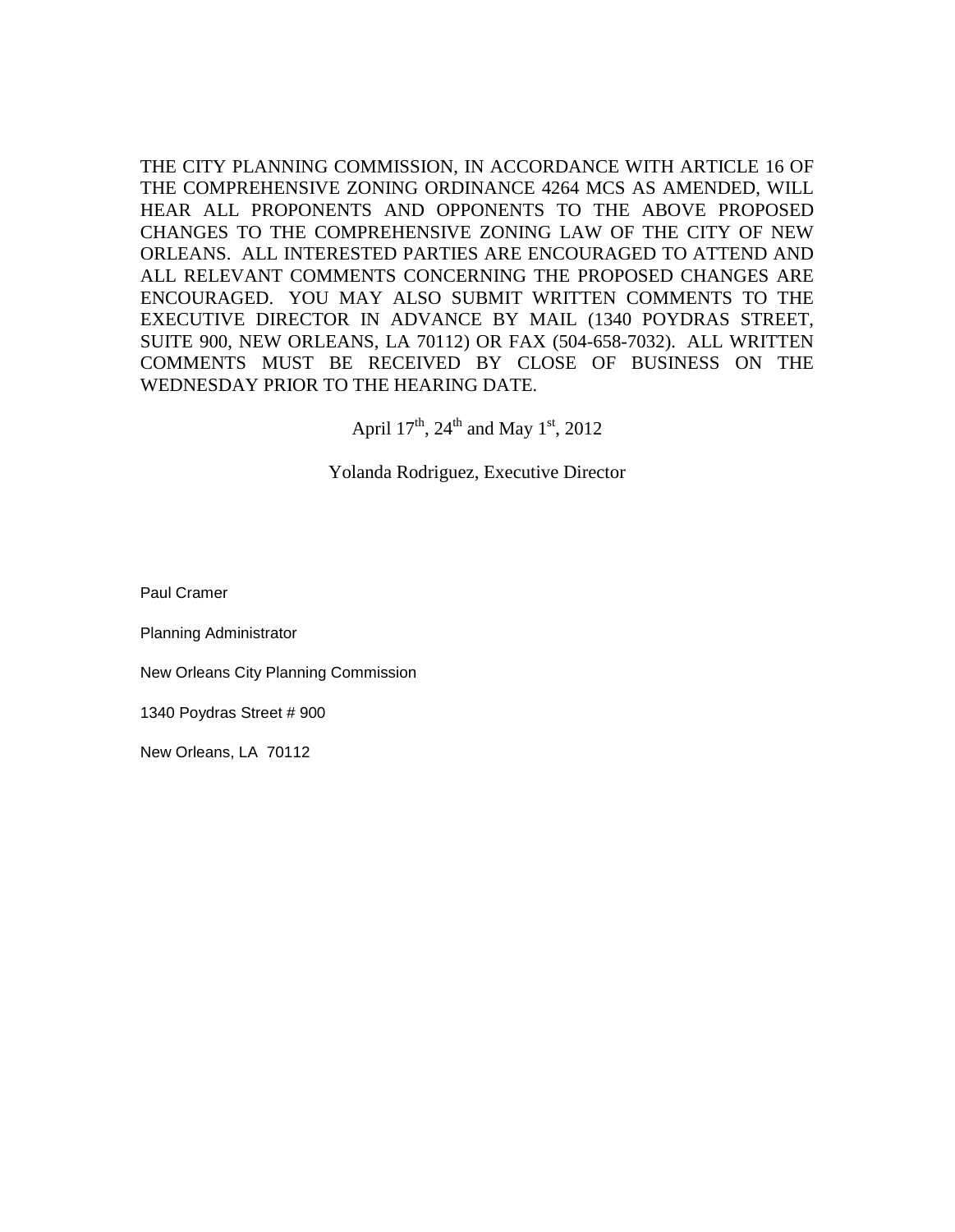THE CITY PLANNING COMMISSION, IN ACCORDANCE WITH ARTICLE 16 OF THE COMPREHENSIVE ZONING ORDINANCE 4264 MCS AS AMENDED, WILL HEAR ALL PROPONENTS AND OPPONENTS TO THE ABOVE PROPOSED CHANGES TO THE COMPREHENSIVE ZONING LAW OF THE CITY OF NEW ORLEANS. ALL INTERESTED PARTIES ARE ENCOURAGED TO ATTEND AND ALL RELEVANT COMMENTS CONCERNING THE PROPOSED CHANGES ARE ENCOURAGED. YOU MAY ALSO SUBMIT WRITTEN COMMENTS TO THE EXECUTIVE DIRECTOR IN ADVANCE BY MAIL (1340 POYDRAS STREET, SUITE 900, NEW ORLEANS, LA 70112) OR FAX (504-658-7032). ALL WRITTEN COMMENTS MUST BE RECEIVED BY CLOSE OF BUSINESS ON THE WEDNESDAY PRIOR TO THE HEARING DATE.

April 17th, 24th and May 1st, 2012

Yolanda Rodriguez, Executive Director

Paul Cramer

Planning Administrator

New Orleans City Planning Commission

1340 Poydras Street # 900

New Orleans, LA 70112